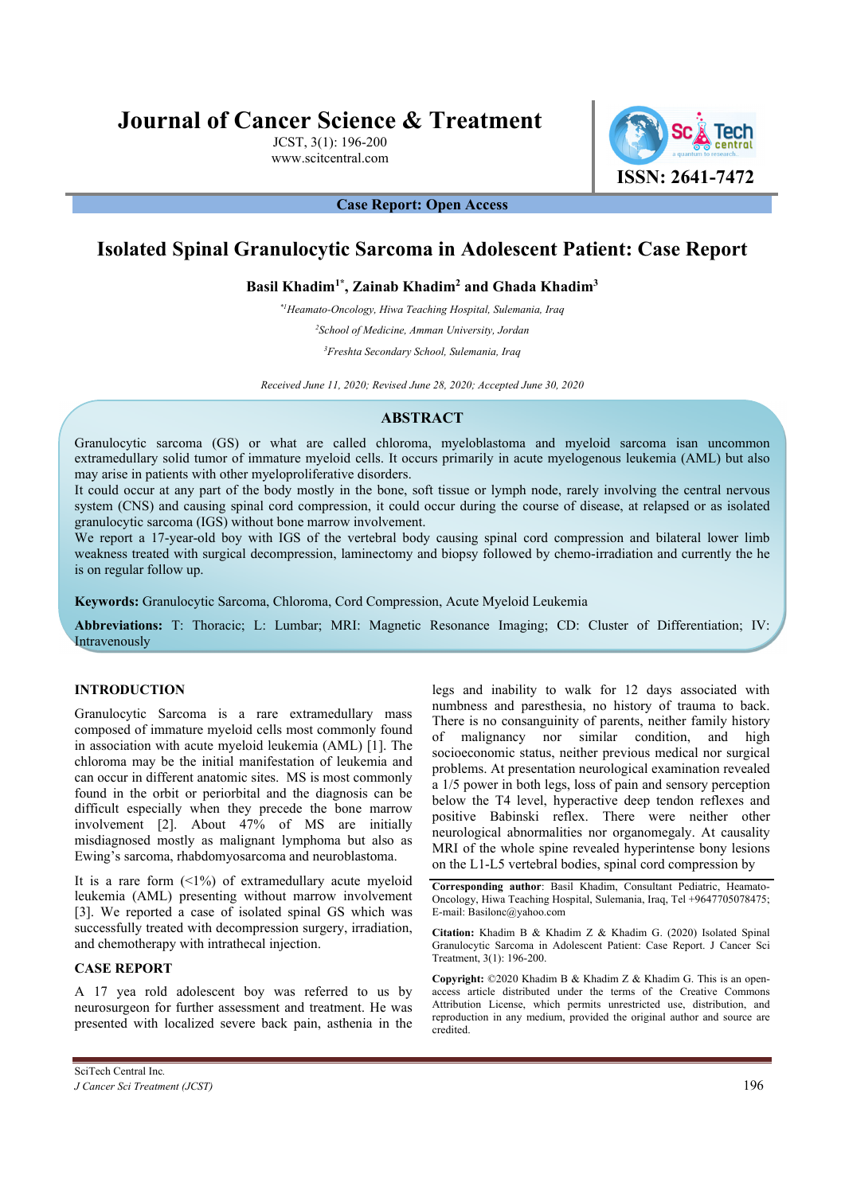# Isolated Spinal Granulocytic Sarcoma in Adolescent Patient: Case Report

**Basil Khadim[1*], Zainab Khadim[2] and Ghada Khadim[3]**

*[*1]Heamato-Oncology, Hiwa Teaching Hospital, Sulemania, Iraq*

*[2]School of Medicine, Amman University, Jordan*

*[3]Freshta Secondary School, Sulemania, Iraq*

*Received June 11, 2020; Revised June 28, 2020; Accepted June 30, 2020*

## ABSTRACT

Granulocytic sarcoma (GS) or what are called chloroma, myeloblastoma and myeloid sarcoma isan uncommon extramedullary solid tumor of immature myeloid cells. It occurs primarily in acute myelogenous leukemia (AML) but also may arise in patients with other myeloproliferative disorders.

It could occur at any part of the body mostly in the bone, soft tissue or lymph node, rarely involving the central nervous system (CNS) and causing spinal cord compression, it could occur during the course of disease, at relapsed or as isolated granulocytic sarcoma (IGS) without bone marrow involvement.

We report a 17-year-old boy with IGS of the vertebral body causing spinal cord compression and bilateral lower limb weakness treated with surgical decompression, laminectomy and biopsy followed by chemo-irradiation and currently the he is on regular follow up.

**Keywords:** Granulocytic Sarcoma, Chloroma, Cord Compression, Acute Myeloid Leukemia

**Abbreviations:** T: Thoracic; L: Lumbar; MRI: Magnetic Resonance Imaging; CD: Cluster of Differentiation; IV: Intravenously

## INTRODUCTION

Granulocytic Sarcoma is a rare extramedullary mass composed of immature myeloid cells most commonly found in association with acute myeloid leukemia (AML) [1]. The chloroma may be the initial manifestation of leukemia and can occur in different anatomic sites. MS is most commonly found in the orbit or periorbital and the diagnosis can be difficult especially when they precede the bone marrow involvement [2]. About 47% of MS are initially misdiagnosed mostly as malignant lymphoma but also as Ewing's sarcoma, rhabdomyosarcoma and neuroblastoma.

It is a rare form (<1%) of extramedullary acute myeloid leukemia (AML) presenting without marrow involvement [3]. We reported a case of isolated spinal GS which was successfully treated with decompression surgery, irradiation, and chemotherapy with intrathecal injection.

## CASE REPORT

A 17 yea rold adolescent boy was referred to us by neurosurgeon for further assessment and treatment. He was presented with localized severe back pain, asthenia in the legs and inability to walk for 12 days associated with numbness and paresthesia, no history of trauma to back. There is no consanguinity of parents, neither family history of malignancy nor similar condition, and high socioeconomic status, neither previous medical nor surgical problems. At presentation neurological examination revealed a 1/5 power in both legs, loss of pain and sensory perception below the T4 level, hyperactive deep tendon reflexes and positive Babinski reflex. There were neither other neurological abnormalities nor organomegaly. At causality MRI of the whole spine revealed hyperintense bony lesions on the L1-L5 vertebral bodies, spinal cord compression by

**Corresponding author**: Basil Khadim, Consultant Pediatric, Heamato-Oncology, Hiwa Teaching Hospital, Sulemania, Iraq, Tel +9647705078475; E-mail: Basilonc@yahoo.com

**Citation:** Khadim B & Khadim Z & Khadim G. (2020) Isolated Spinal Granulocytic Sarcoma in Adolescent Patient: Case Report. J Cancer Sci Treatment, 3(1): 196-200.

**Copyright:** ©2020 Khadim B & Khadim Z & Khadim G. This is an open-access article distributed under the terms of the Creative Commons Attribution License, which permits unrestricted use, distribution, and reproduction in any medium, provided the original author and source are credited.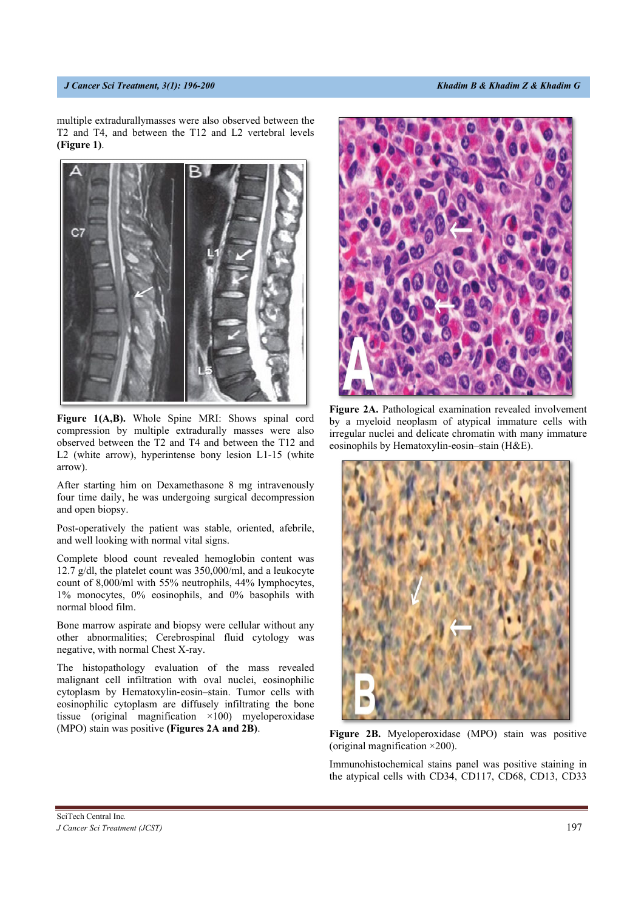multiple extradurallymasses were also observed between the T2 and T4, and between the T12 and L2 vertebral levels **(Figure 1)**.

**Figure 1(A,B).** Whole Spine MRI: Shows spinal cord compression by multiple extradurally masses were also observed between the T2 and T4 and between the T12 and L2 (white arrow), hyperintense bony lesion L1-15 (white arrow).

After starting him on Dexamethasone 8 mg intravenously four time daily, he was undergoing surgical decompression and open biopsy.

Post-operatively the patient was stable, oriented, afebrile, and well looking with normal vital signs.

Complete blood count revealed hemoglobin content was 12.7 g/dl, the platelet count was 350,000/ml, and a leukocyte count of 8,000/ml with 55% neutrophils, 44% lymphocytes, 1% monocytes, 0% eosinophils, and 0% basophils with normal blood film.

Bone marrow aspirate and biopsy were cellular without any other abnormalities; Cerebrospinal fluid cytology was negative, with normal Chest X-ray.

The histopathology evaluation of the mass revealed malignant cell infiltration with oval nuclei, eosinophilic cytoplasm by Hematoxylin-eosin–stain. Tumor cells with eosinophilic cytoplasm are diffusely infiltrating the bone tissue (original magnification ×100) myeloperoxidase (MPO) stain was positive **(Figures 2A and 2B)**.

**Figure 2A.** Pathological examination revealed involvement by a myeloid neoplasm of atypical immature cells with irregular nuclei and delicate chromatin with many immature eosinophils by Hematoxylin-eosin–stain (H&E).

**Figure 2B.** Myeloperoxidase (MPO) stain was positive (original magnification ×200).

Immunohistochemical stains panel was positive staining in the atypical cells with CD34, CD117, CD68, CD13, CD33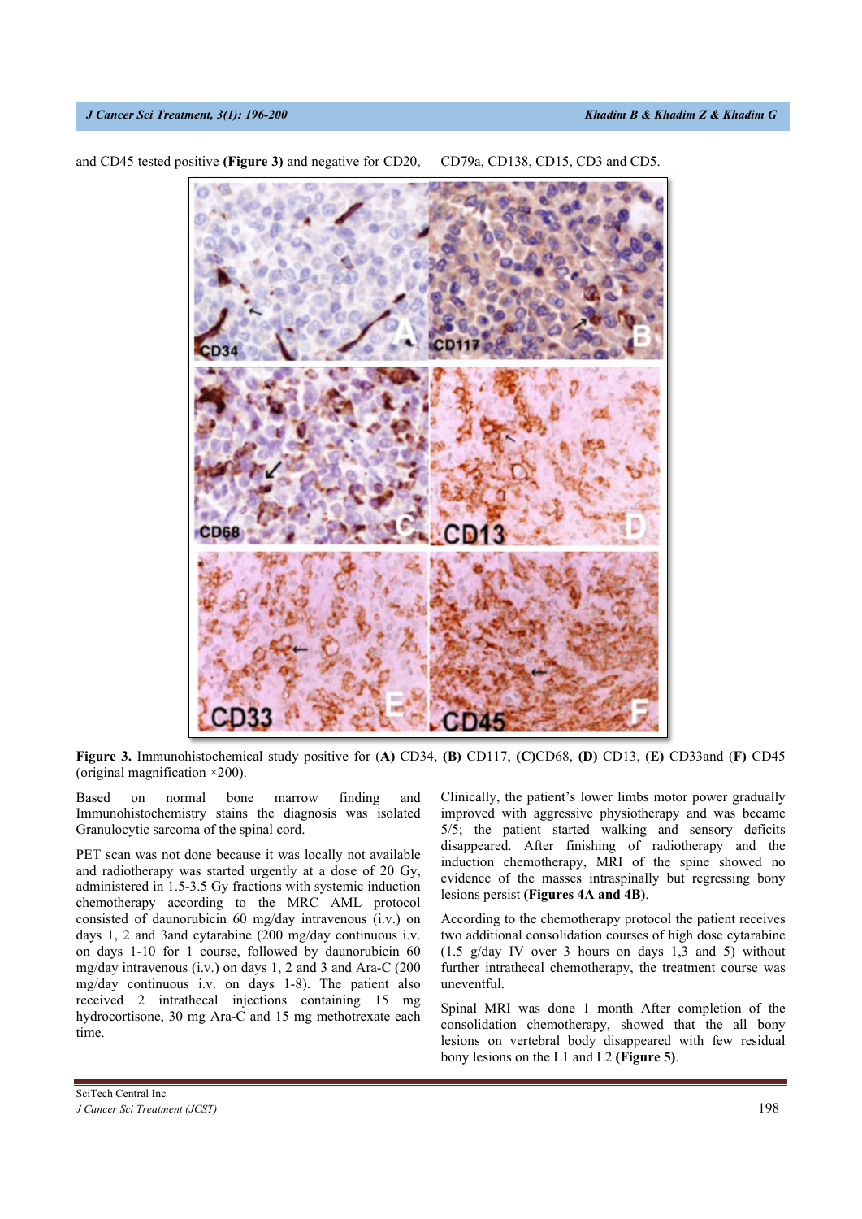and CD45 tested positive **(Figure 3)** and negative for CD20, CD79a, CD138, CD15, CD3 and CD5.

**Figure 3.** Immunohistochemical study positive for (**A)** CD34, **(B)** CD117, **(C)**CD68, **(D)** CD13, **(E)** CD33and (**F)** CD45 (original magnification ×200).

Based on normal bone marrow finding and Immunohistochemistry stains the diagnosis was isolated Granulocytic sarcoma of the spinal cord.

PET scan was not done because it was locally not available and radiotherapy was started urgently at a dose of 20 Gy, administered in 1.5-3.5 Gy fractions with systemic induction chemotherapy according to the MRC AML protocol consisted of daunorubicin 60 mg/day intravenous (i.v.) on days 1, 2 and 3and cytarabine (200 mg/day continuous i.v. on days 1-10 for 1 course, followed by daunorubicin 60 mg/day intravenous (i.v.) on days 1, 2 and 3 and Ara-C (200 mg/day continuous i.v. on days 1-8). The patient also received 2 intrathecal injections containing 15 mg hydrocortisone, 30 mg Ara-C and 15 mg methotrexate each time.

Clinically, the patient's lower limbs motor power gradually improved with aggressive physiotherapy and was became 5/5; the patient started walking and sensory deficits disappeared. After finishing of radiotherapy and the induction chemotherapy, MRI of the spine showed no evidence of the masses intraspinally but regressing bony lesions persist **(Figures 4A and 4B)**.

According to the chemotherapy protocol the patient receives two additional consolidation courses of high dose cytarabine (1.5 g/day IV over 3 hours on days 1,3 and 5) without further intrathecal chemotherapy, the treatment course was uneventful.

Spinal MRI was done 1 month After completion of the consolidation chemotherapy, showed that the all bony lesions on vertebral body disappeared with few residual bony lesions on the L1 and L2 **(Figure 5)**.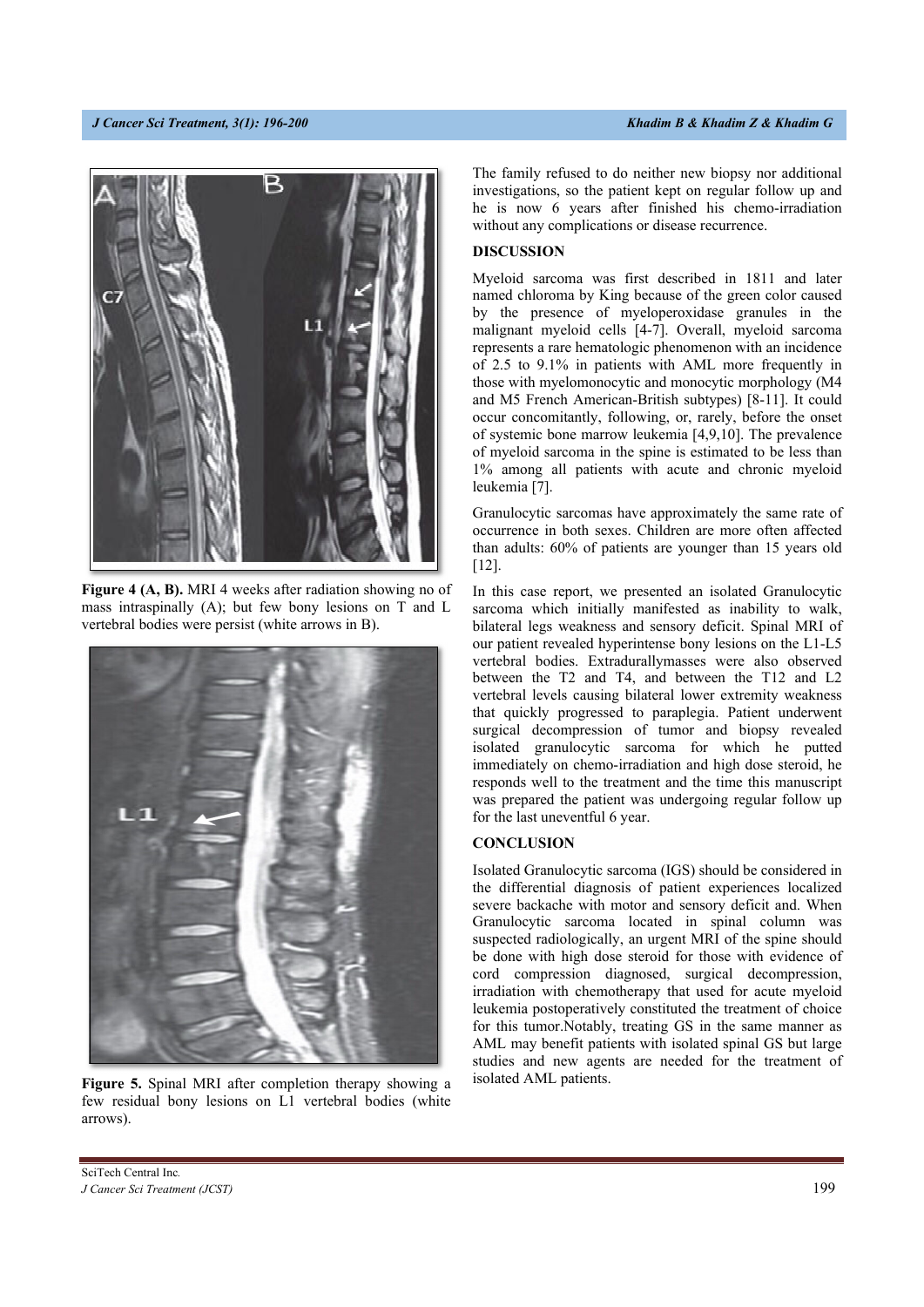Figure 4 (A, B). MRI 4 weeks after radiation showing no of mass intraspinally (A); but few bony lesions on T and L vertebral bodies were persist (white arrows in B).

Figure 5. Spinal MRI after completion therapy showing a few residual bony lesions on L1 vertebral bodies (white arrows).

The family refused to do neither new biopsy nor additional investigations, so the patient kept on regular follow up and he is now 6 years after finished his chemo-irradiation without any complications or disease recurrence.

## DISCUSSION

Myeloid sarcoma was first described in 1811 and later named chloroma by King because of the green color caused by the presence of myeloperoxidase granules in the malignant myeloid cells [4-7]. Overall, myeloid sarcoma represents a rare hematologic phenomenon with an incidence of 2.5 to 9.1% in patients with AML more frequently in those with myelomonocytic and monocytic morphology (M4 and M5 French American-British subtypes) [8-11]. It could occur concomitantly, following, or, rarely, before the onset of systemic bone marrow leukemia [4,9,10]. The prevalence of myeloid sarcoma in the spine is estimated to be less than 1% among all patients with acute and chronic myeloid leukemia [7].

Granulocytic sarcomas have approximately the same rate of occurrence in both sexes. Children are more often affected than adults: 60% of patients are younger than 15 years old [12].

In this case report, we presented an isolated Granulocytic sarcoma which initially manifested as inability to walk, bilateral legs weakness and sensory deficit. Spinal MRI of our patient revealed hyperintense bony lesions on the L1-L5 vertebral bodies. Extradurallymasses were also observed between the T2 and T4, and between the T12 and L2 vertebral levels causing bilateral lower extremity weakness that quickly progressed to paraplegia. Patient underwent surgical decompression of tumor and biopsy revealed isolated granulocytic sarcoma for which he putted immediately on chemo-irradiation and high dose steroid, he responds well to the treatment and the time this manuscript was prepared the patient was undergoing regular follow up for the last uneventful 6 year.

## CONCLUSION

Isolated Granulocytic sarcoma (IGS) should be considered in the differential diagnosis of patient experiences localized severe backache with motor and sensory deficit and. When Granulocytic sarcoma located in spinal column was suspected radiologically, an urgent MRI of the spine should be done with high dose steroid for those with evidence of cord compression diagnosed, surgical decompression, irradiation with chemotherapy that used for acute myeloid leukemia postoperatively constituted the treatment of choice for this tumor.Notably, treating GS in the same manner as AML may benefit patients with isolated spinal GS but large studies and new agents are needed for the treatment of isolated AML patients.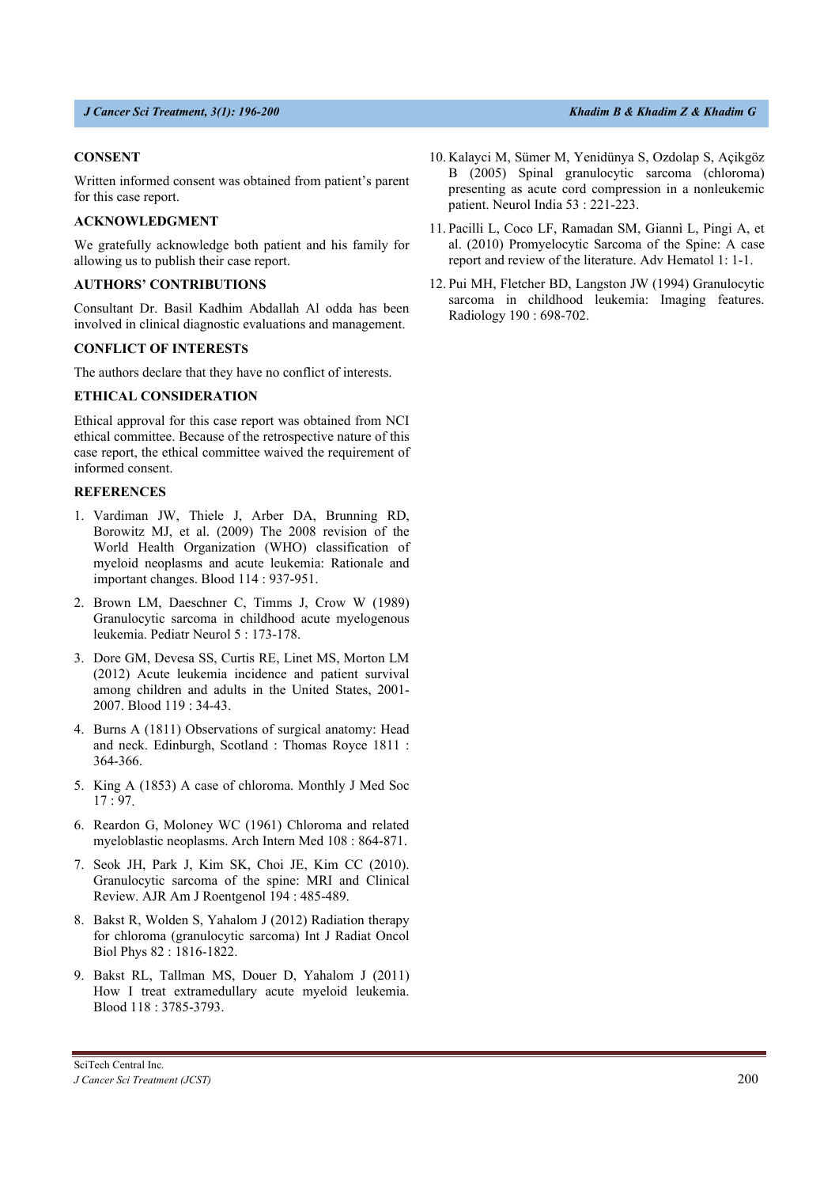## CONSENT

Written informed consent was obtained from patient's parent for this case report.

## ACKNOWLEDGMENT

We gratefully acknowledge both patient and his family for allowing us to publish their case report.

## AUTHORS' CONTRIBUTIONS

Consultant Dr. Basil Kadhim Abdallah Al odda has been involved in clinical diagnostic evaluations and management.

## CONFLICT OF INTERESTS

The authors declare that they have no conflict of interests.

## ETHICAL CONSIDERATION

Ethical approval for this case report was obtained from NCI ethical committee. Because of the retrospective nature of this case report, the ethical committee waived the requirement of informed consent.

## REFERENCES

1. Vardiman JW, Thiele J, Arber DA, Brunning RD, Borowitz MJ, et al. (2009) The 2008 revision of the World Health Organization (WHO) classification of myeloid neoplasms and acute leukemia: Rationale and important changes. Blood 114 : 937-951.
2. Brown LM, Daeschner C, Timms J, Crow W (1989) Granulocytic sarcoma in childhood acute myelogenous leukemia. Pediatr Neurol 5 : 173-178.
3. Dore GM, Devesa SS, Curtis RE, Linet MS, Morton LM (2012) Acute leukemia incidence and patient survival among children and adults in the United States, 2001-2007. Blood 119 : 34-43.
4. Burns A (1811) Observations of surgical anatomy: Head and neck. Edinburgh, Scotland : Thomas Royce 1811 : 364-366.
5. King A (1853) A case of chloroma. Monthly J Med Soc 17 : 97.
6. Reardon G, Moloney WC (1961) Chloroma and related myeloblastic neoplasms. Arch Intern Med 108 : 864-871.
7. Seok JH, Park J, Kim SK, Choi JE, Kim CC (2010). Granulocytic sarcoma of the spine: MRI and Clinical Review. AJR Am J Roentgenol 194 : 485-489.
8. Bakst R, Wolden S, Yahalom J (2012) Radiation therapy for chloroma (granulocytic sarcoma) Int J Radiat Oncol Biol Phys 82 : 1816-1822.
9. Bakst RL, Tallman MS, Douer D, Yahalom J (2011) How I treat extramedullary acute myeloid leukemia. Blood 118 : 3785-3793.
10. Kalayci M, Sümer M, Yenidünya S, Ozdolap S, Açikgöz B (2005) Spinal granulocytic sarcoma (chloroma) presenting as acute cord compression in a nonleukemic patient. Neurol India 53 : 221-223.
11. Pacilli L, Coco LF, Ramadan SM, Giannì L, Pingi A, et al. (2010) Promyelocytic Sarcoma of the Spine: A case report and review of the literature. Adv Hematol 1: 1-1.
12. Pui MH, Fletcher BD, Langston JW (1994) Granulocytic sarcoma in childhood leukemia: Imaging features. Radiology 190 : 698-702.